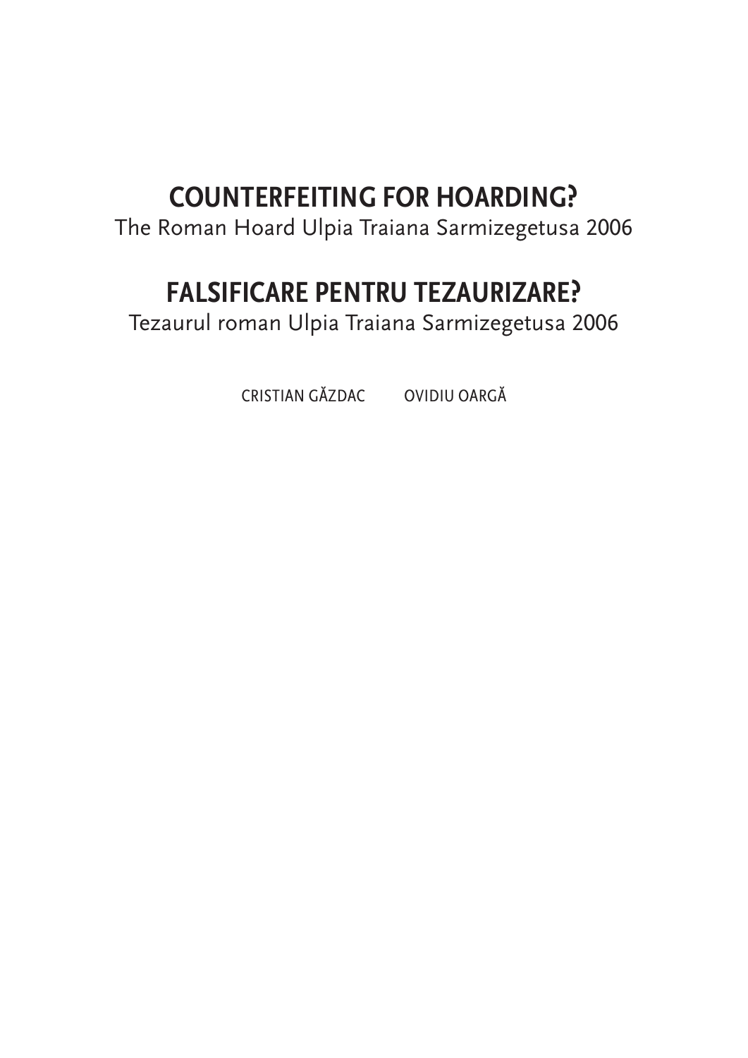# COUNTERFEITING FOR HOARDING?

The Roman Hoard Ulpia Traiana Sarmizegetusa 2006

# FALSIFICARE PENTRU TEZAURIZARE?

Tezaurul roman Ulpia Traiana Sarmizegetusa 2006

CRISTIAN GĂZDAC     OVIDIU OARGĂ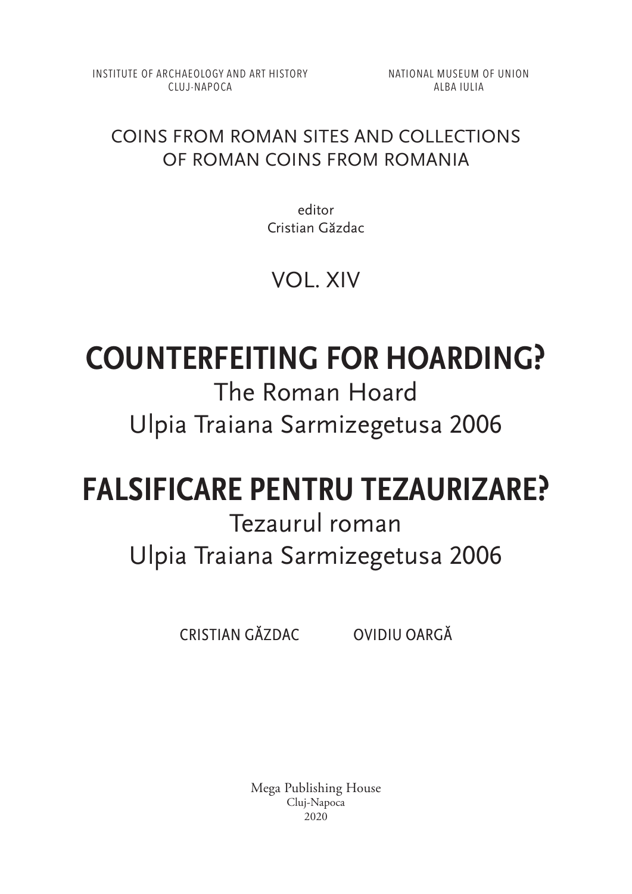INSTITUTE OF ARCHAEOLOGY AND ART HISTORY
CLUJ-NAPOCA

NATIONAL MUSEUM OF UNION
ALBA IULIA

COINS FROM ROMAN SITES AND COLLECTIONS
OF ROMAN COINS FROM ROMANIA

editor
Cristian Găzdac

VOL. XIV

# COUNTERFEITING FOR HOARDING?

## The Roman Hoard
## Ulpia Traiana Sarmizegetusa 2006

# FALSIFICARE PENTRU TEZAURIZARE?

## Tezaurul roman
## Ulpia Traiana Sarmizegetusa 2006

CRISTIAN GĂZDAC    OVIDIU OARGĂ

Mega Publishing House
Cluj-Napoca
2020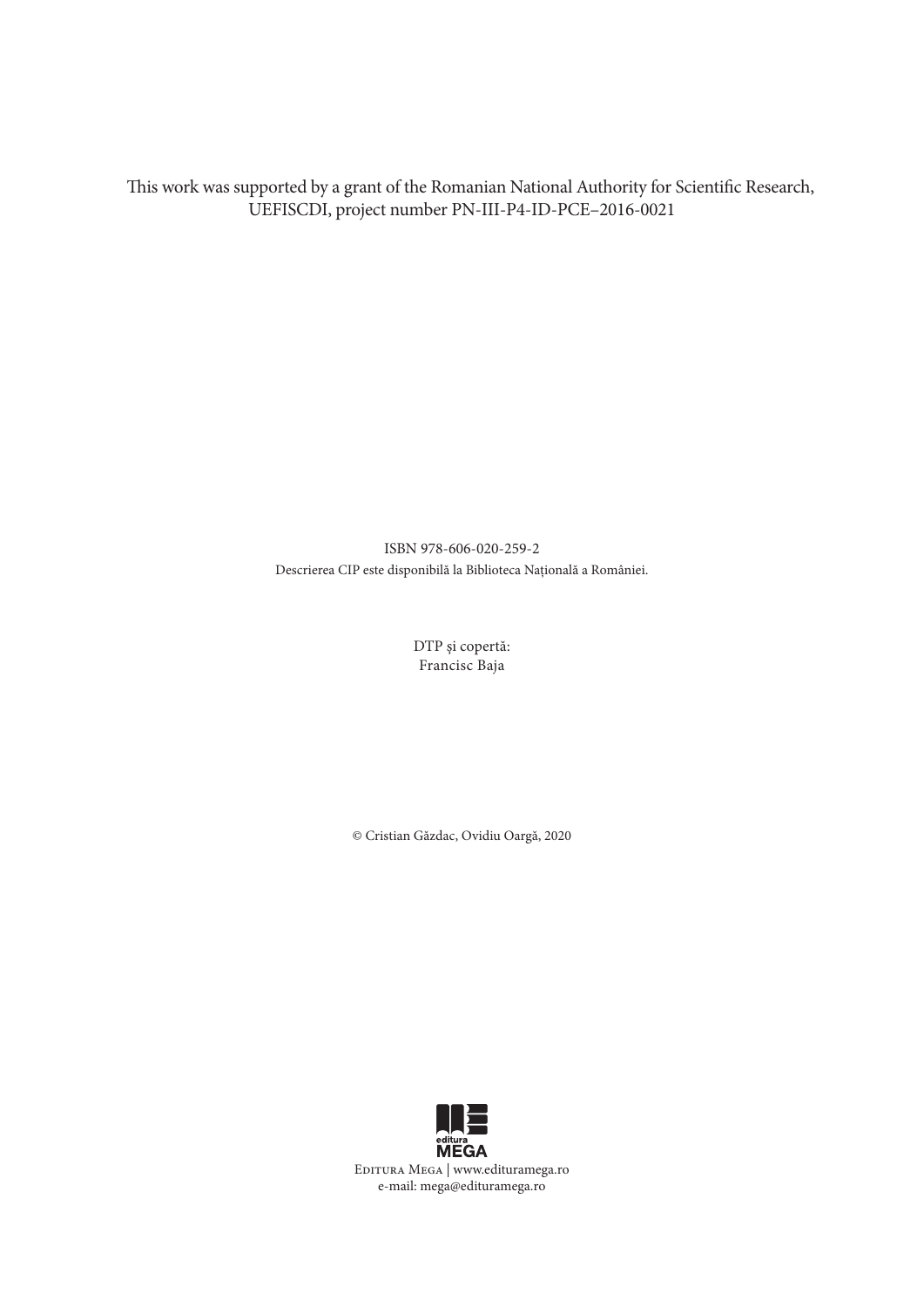This work was supported by a grant of the Romanian National Authority for Scientific Research, UEFISCDI, project number PN-III-P4-ID-PCE–2016-0021

ISBN 978-606-020-259-2
Descrierea CIP este disponibilă la Biblioteca Națională a României.

DTP și copertă:
Francisc Baja

© Cristian Găzdac, Ovidiu Oargă, 2020

editura MEGA

Editura Mega | www.edituramega.ro
e-mail: mega@edituramega.ro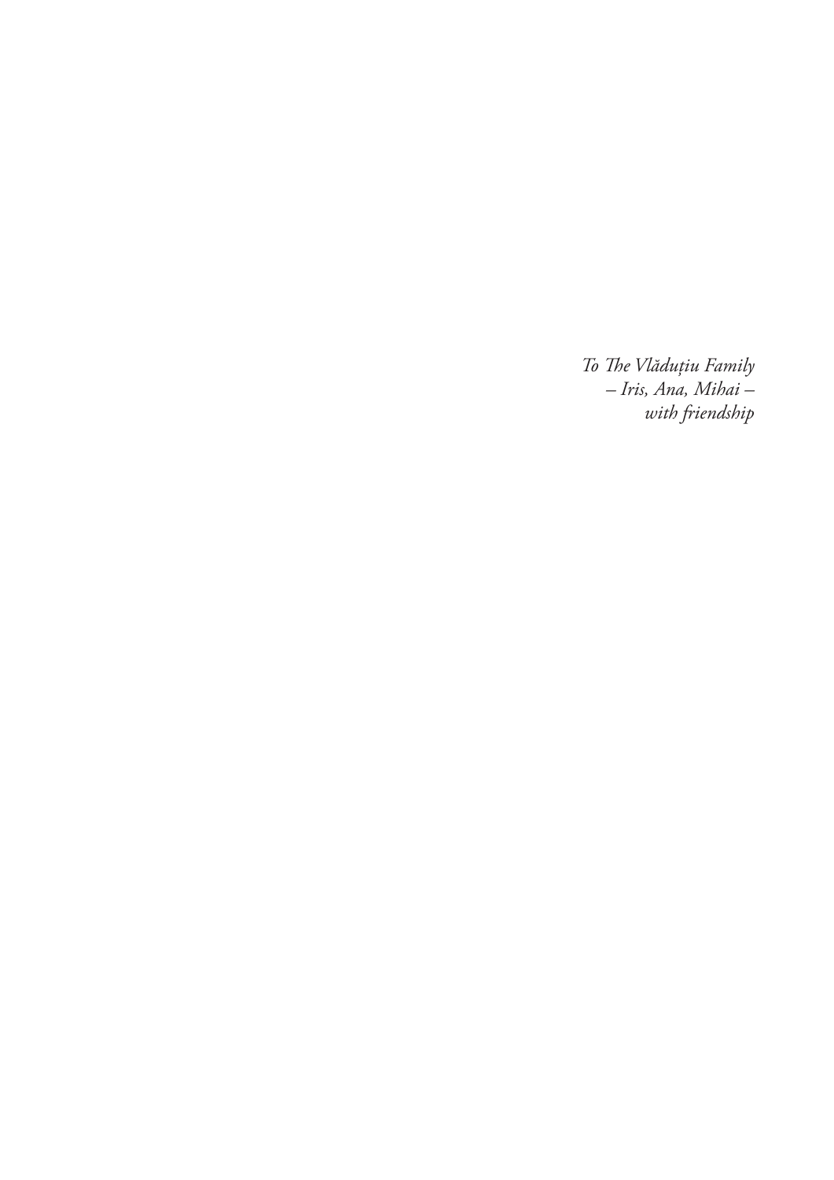*To The Vlăduțiu Family*
*– Iris, Ana, Mihai –*
*with friendship*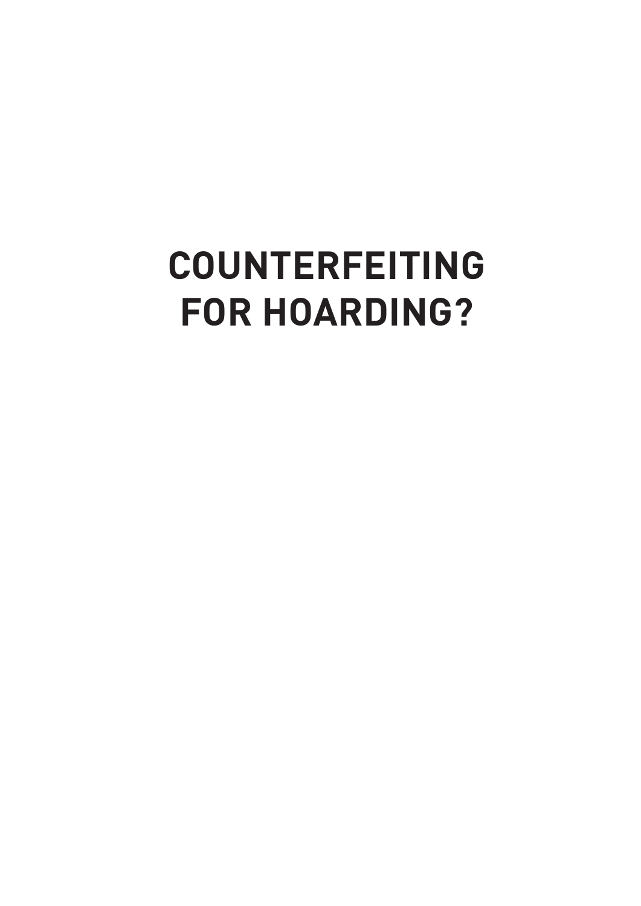# COUNTERFEITING FOR HOARDING?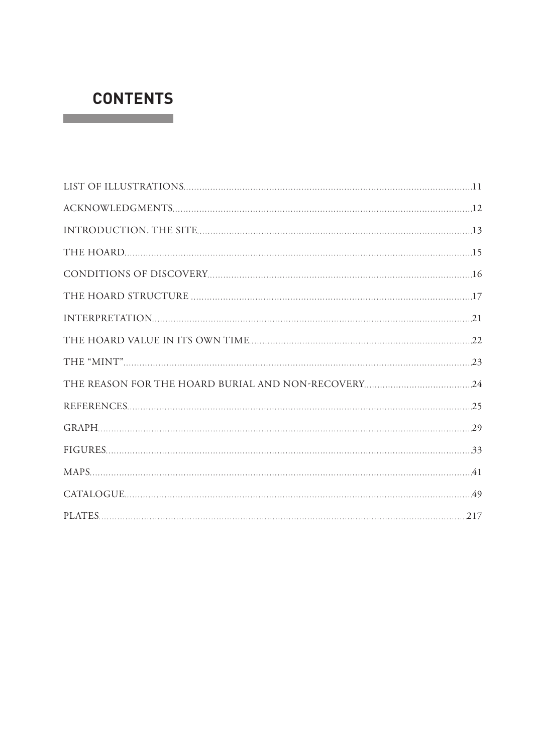# CONTENTS

| | |
|---|---|
| LIST OF ILLUSTRATIONS | 11 |
| ACKNOWLEDGMENTS | 12 |
| INTRODUCTION. THE SITE | 13 |
| THE HOARD | 15 |
| CONDITIONS OF DISCOVERY | 16 |
| THE HOARD STRUCTURE | 17 |
| INTERPRETATION | 21 |
| THE HOARD VALUE IN ITS OWN TIME | 22 |
| THE "MINT" | 23 |
| THE REASON FOR THE HOARD BURIAL AND NON-RECOVERY | 24 |
| REFERENCES | 25 |
| GRAPH | 29 |
| FIGURES | 33 |
| MAPS | 41 |
| CATALOGUE | 49 |
| PLATES | 217 |